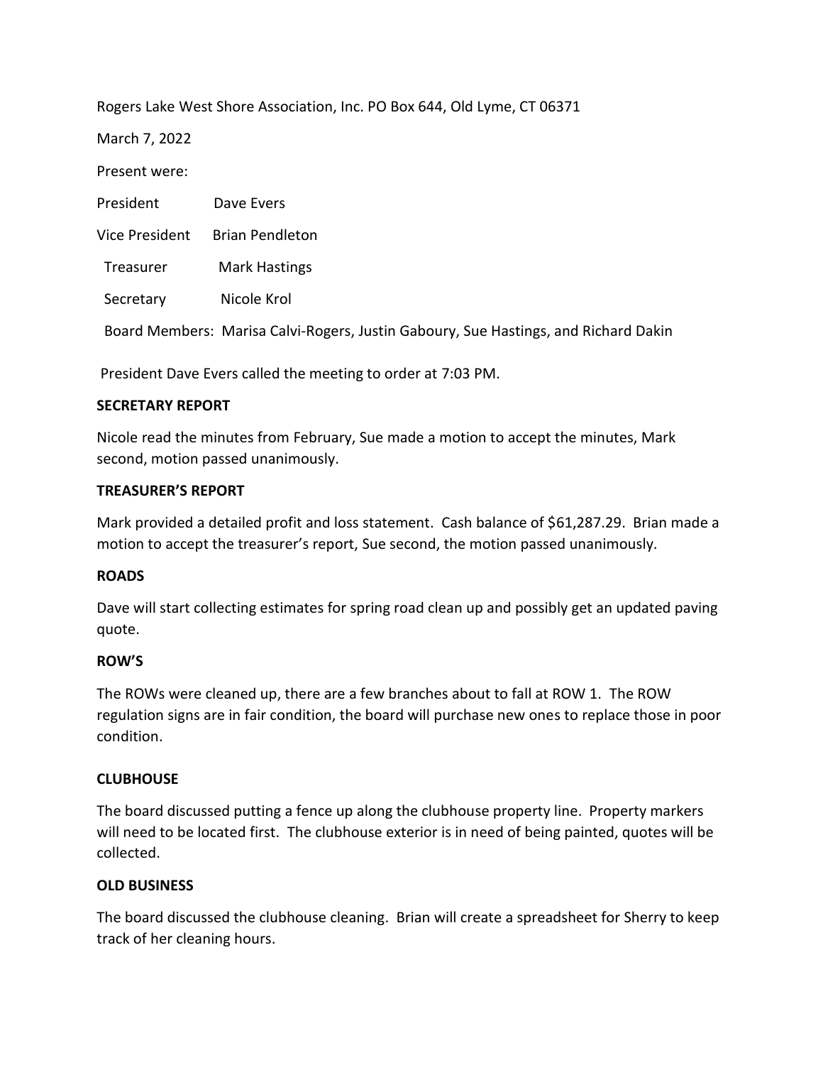Rogers Lake West Shore Association, Inc. PO Box 644, Old Lyme, CT 06371

March 7, 2022

Present were:

President Dave Evers

Vice President Brian Pendleton

Treasurer Mark Hastings

Secretary Nicole Krol

Board Members: Marisa Calvi-Rogers, Justin Gaboury, Sue Hastings, and Richard Dakin

President Dave Evers called the meeting to order at 7:03 PM.

**SECRETARY REPORT**

Nicole read the minutes from February, Sue made a motion to accept the minutes, Mark second, motion passed unanimously.

**TREASURER'S REPORT**

Mark provided a detailed profit and loss statement. Cash balance of $61,287.29. Brian made a motion to accept the treasurer's report, Sue second, the motion passed unanimously.

**ROADS**

Dave will start collecting estimates for spring road clean up and possibly get an updated paving quote.

**ROW'S**

The ROWs were cleaned up, there are a few branches about to fall at ROW 1. The ROW regulation signs are in fair condition, the board will purchase new ones to replace those in poor condition.

**CLUBHOUSE**

The board discussed putting a fence up along the clubhouse property line. Property markers will need to be located first. The clubhouse exterior is in need of being painted, quotes will be collected.

**OLD BUSINESS**

The board discussed the clubhouse cleaning. Brian will create a spreadsheet for Sherry to keep track of her cleaning hours.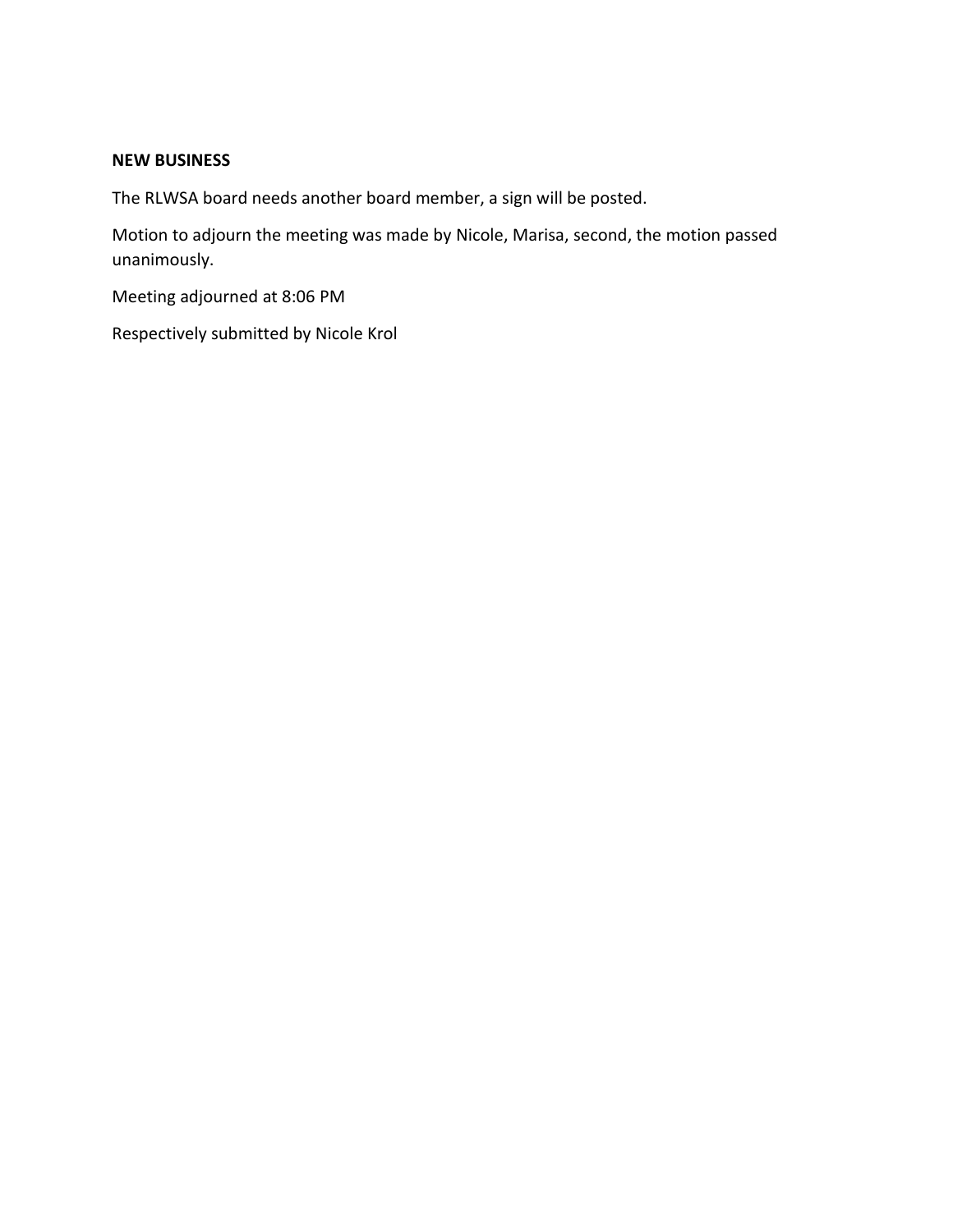**NEW BUSINESS**

The RLWSA board needs another board member, a sign will be posted.

Motion to adjourn the meeting was made by Nicole, Marisa, second, the motion passed unanimously.

Meeting adjourned at 8:06 PM

Respectively submitted by Nicole Krol